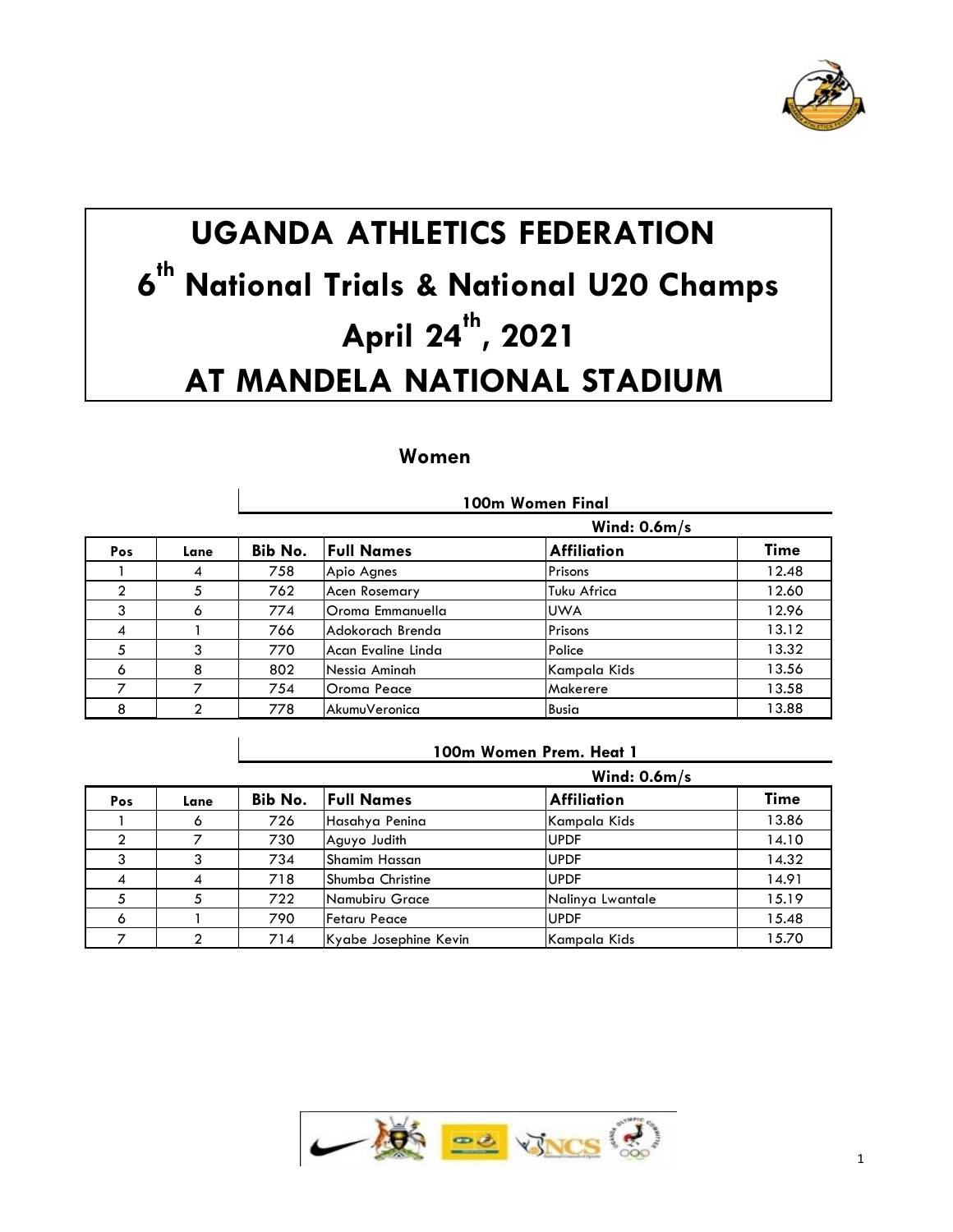# UGANDA ATHLETICS FEDERATION
# 6th National Trials & National U20 Champs
# April 24th, 2021
# AT MANDELA NATIONAL STADIUM

## Women

### 100m Women Final

Wind: 0.6m/s

| Pos | Lane | Bib No. | Full Names | Affiliation | Time |
|---|---|---|---|---|---|
| 1 | 4 | 758 | Apio Agnes | Prisons | 12.48 |
| 2 | 5 | 762 | Acen Rosemary | Tuku Africa | 12.60 |
| 3 | 6 | 774 | Oroma Emmanuella | UWA | 12.96 |
| 4 | 1 | 766 | Adokorach Brenda | Prisons | 13.12 |
| 5 | 3 | 770 | Acan Evaline Linda | Police | 13.32 |
| 6 | 8 | 802 | Nessia Aminah | Kampala Kids | 13.56 |
| 7 | 7 | 754 | Oroma Peace | Makerere | 13.58 |
| 8 | 2 | 778 | AkumuVeronica | Busia | 13.88 |

### 100m Women Prem. Heat 1

Wind: 0.6m/s

| Pos | Lane | Bib No. | Full Names | Affiliation | Time |
|---|---|---|---|---|---|
| 1 | 6 | 726 | Hasahya Penina | Kampala Kids | 13.86 |
| 2 | 7 | 730 | Aguyo Judith | UPDF | 14.10 |
| 3 | 3 | 734 | Shamim Hassan | UPDF | 14.32 |
| 4 | 4 | 718 | Shumba Christine | UPDF | 14.91 |
| 5 | 5 | 722 | Namubiru Grace | Nalinya Lwantale | 15.19 |
| 6 | 1 | 790 | Fetaru Peace | UPDF | 15.48 |
| 7 | 2 | 714 | Kyabe Josephine Kevin | Kampala Kids | 15.70 |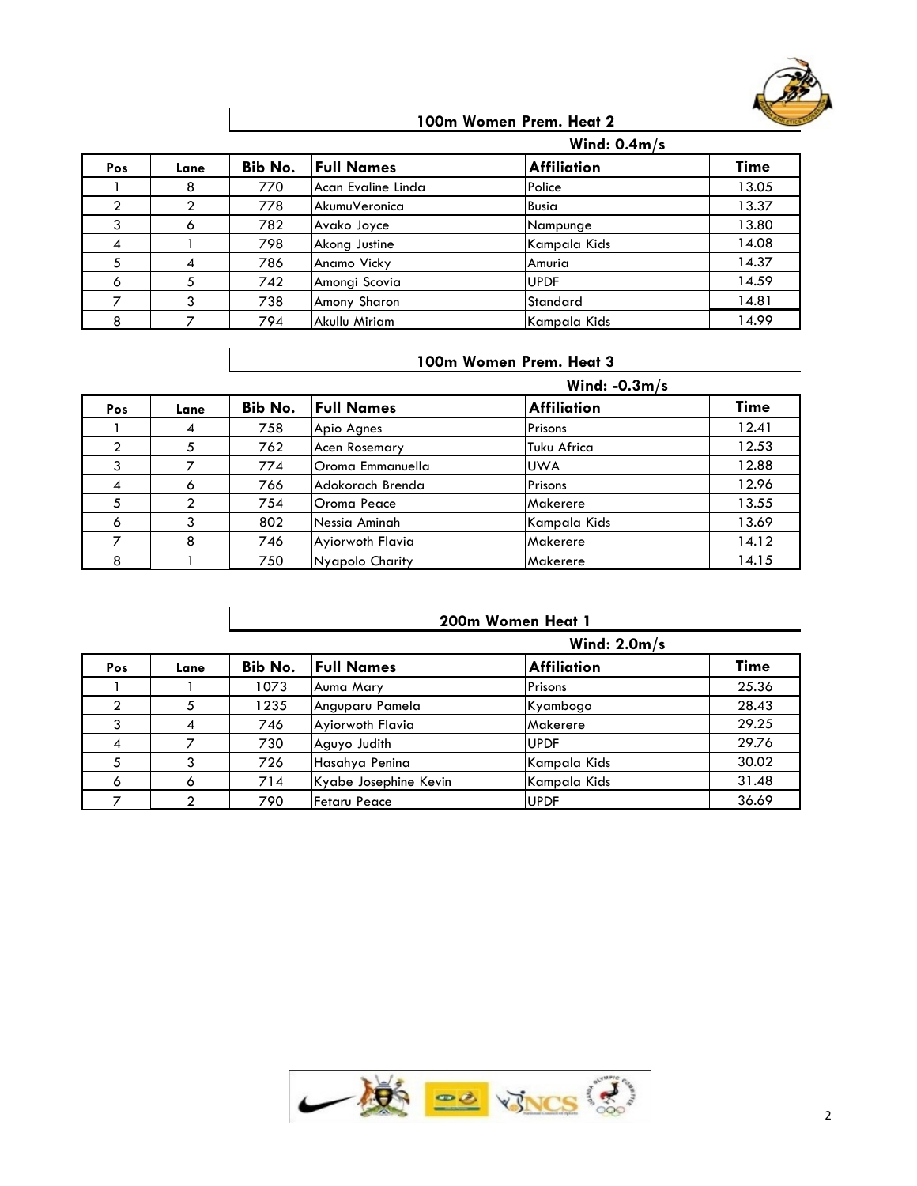## 100m Women Prem. Heat 2

**Wind: 0.4m/s**

| Pos | Lane | Bib No. | Full Names | Affiliation | Time |
|---|---|---|---|---|---|
| 1 | 8 | 770 | Acan Evaline Linda | Police | 13.05 |
| 2 | 2 | 778 | AkumuVeronica | Busia | 13.37 |
| 3 | 6 | 782 | Avako Joyce | Nampunge | 13.80 |
| 4 | 1 | 798 | Akong Justine | Kampala Kids | 14.08 |
| 5 | 4 | 786 | Anamo Vicky | Amuria | 14.37 |
| 6 | 5 | 742 | Amongi Scovia | UPDF | 14.59 |
| 7 | 3 | 738 | Amony Sharon | Standard | 14.81 |
| 8 | 7 | 794 | Akullu Miriam | Kampala Kids | 14.99 |

## 100m Women Prem. Heat 3

**Wind: -0.3m/s**

| Pos | Lane | Bib No. | Full Names | Affiliation | Time |
|---|---|---|---|---|---|
| 1 | 4 | 758 | Apio Agnes | Prisons | 12.41 |
| 2 | 5 | 762 | Acen Rosemary | Tuku Africa | 12.53 |
| 3 | 7 | 774 | Oroma Emmanuella | UWA | 12.88 |
| 4 | 6 | 766 | Adokorach Brenda | Prisons | 12.96 |
| 5 | 2 | 754 | Oroma Peace | Makerere | 13.55 |
| 6 | 3 | 802 | Nessia Aminah | Kampala Kids | 13.69 |
| 7 | 8 | 746 | Ayiorwoth Flavia | Makerere | 14.12 |
| 8 | 1 | 750 | Nyapolo Charity | Makerere | 14.15 |

## 200m Women Heat 1

**Wind: 2.0m/s**

| Pos | Lane | Bib No. | Full Names | Affiliation | Time |
|---|---|---|---|---|---|
| 1 | 1 | 1073 | Auma Mary | Prisons | 25.36 |
| 2 | 5 | 1235 | Anguparu Pamela | Kyambogo | 28.43 |
| 3 | 4 | 746 | Ayiorwoth Flavia | Makerere | 29.25 |
| 4 | 7 | 730 | Aguyo Judith | UPDF | 29.76 |
| 5 | 3 | 726 | Hasahya Penina | Kampala Kids | 30.02 |
| 6 | 6 | 714 | Kyabe Josephine Kevin | Kampala Kids | 31.48 |
| 7 | 2 | 790 | Fetaru Peace | UPDF | 36.69 |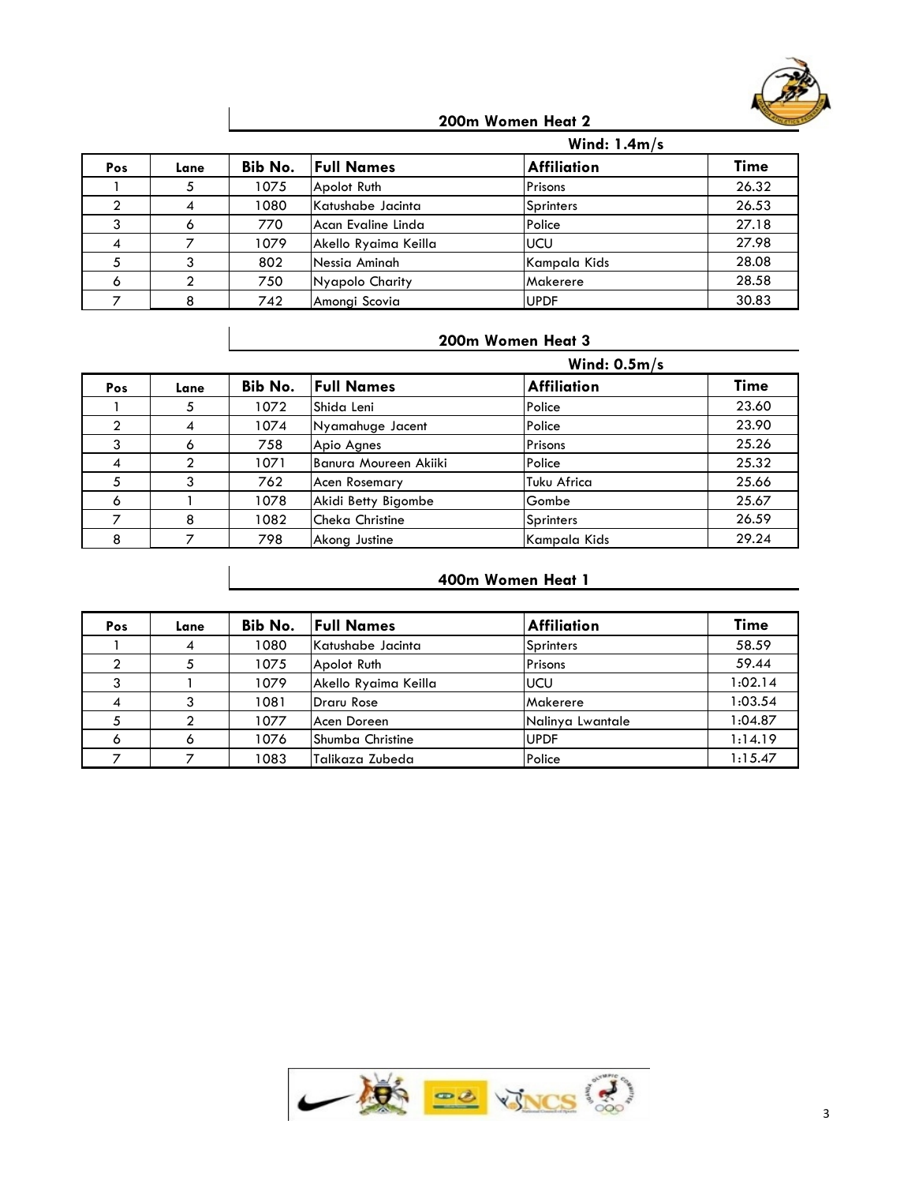## 200m Women Heat 2

Wind: 1.4m/s

| Pos | Lane | Bib No. | Full Names | Affiliation | Time |
|---|---|---|---|---|---|
| 1 | 5 | 1075 | Apolot Ruth | Prisons | 26.32 |
| 2 | 4 | 1080 | Katushabe Jacinta | Sprinters | 26.53 |
| 3 | 6 | 770 | Acan Evaline Linda | Police | 27.18 |
| 4 | 7 | 1079 | Akello Ryaima Keilla | UCU | 27.98 |
| 5 | 3 | 802 | Nessia Aminah | Kampala Kids | 28.08 |
| 6 | 2 | 750 | Nyapolo Charity | Makerere | 28.58 |
| 7 | 8 | 742 | Amongi Scovia | UPDF | 30.83 |

## 200m Women Heat 3

Wind: 0.5m/s

| Pos | Lane | Bib No. | Full Names | Affiliation | Time |
|---|---|---|---|---|---|
| 1 | 5 | 1072 | Shida Leni | Police | 23.60 |
| 2 | 4 | 1074 | Nyamahuge Jacent | Police | 23.90 |
| 3 | 6 | 758 | Apio Agnes | Prisons | 25.26 |
| 4 | 2 | 1071 | Banura Moureen Akiiki | Police | 25.32 |
| 5 | 3 | 762 | Acen Rosemary | Tuku Africa | 25.66 |
| 6 | 1 | 1078 | Akidi Betty Bigombe | Gombe | 25.67 |
| 7 | 8 | 1082 | Cheka Christine | Sprinters | 26.59 |
| 8 | 7 | 798 | Akong Justine | Kampala Kids | 29.24 |

## 400m Women Heat 1

| Pos | Lane | Bib No. | Full Names | Affiliation | Time |
|---|---|---|---|---|---|
| 1 | 4 | 1080 | Katushabe Jacinta | Sprinters | 58.59 |
| 2 | 5 | 1075 | Apolot Ruth | Prisons | 59.44 |
| 3 | 1 | 1079 | Akello Ryaima Keilla | UCU | 1:02.14 |
| 4 | 3 | 1081 | Draru Rose | Makerere | 1:03.54 |
| 5 | 2 | 1077 | Acen Doreen | Nalinya Lwantale | 1:04.87 |
| 6 | 6 | 1076 | Shumba Christine | UPDF | 1:14.19 |
| 7 | 7 | 1083 | Talikaza Zubeda | Police | 1:15.47 |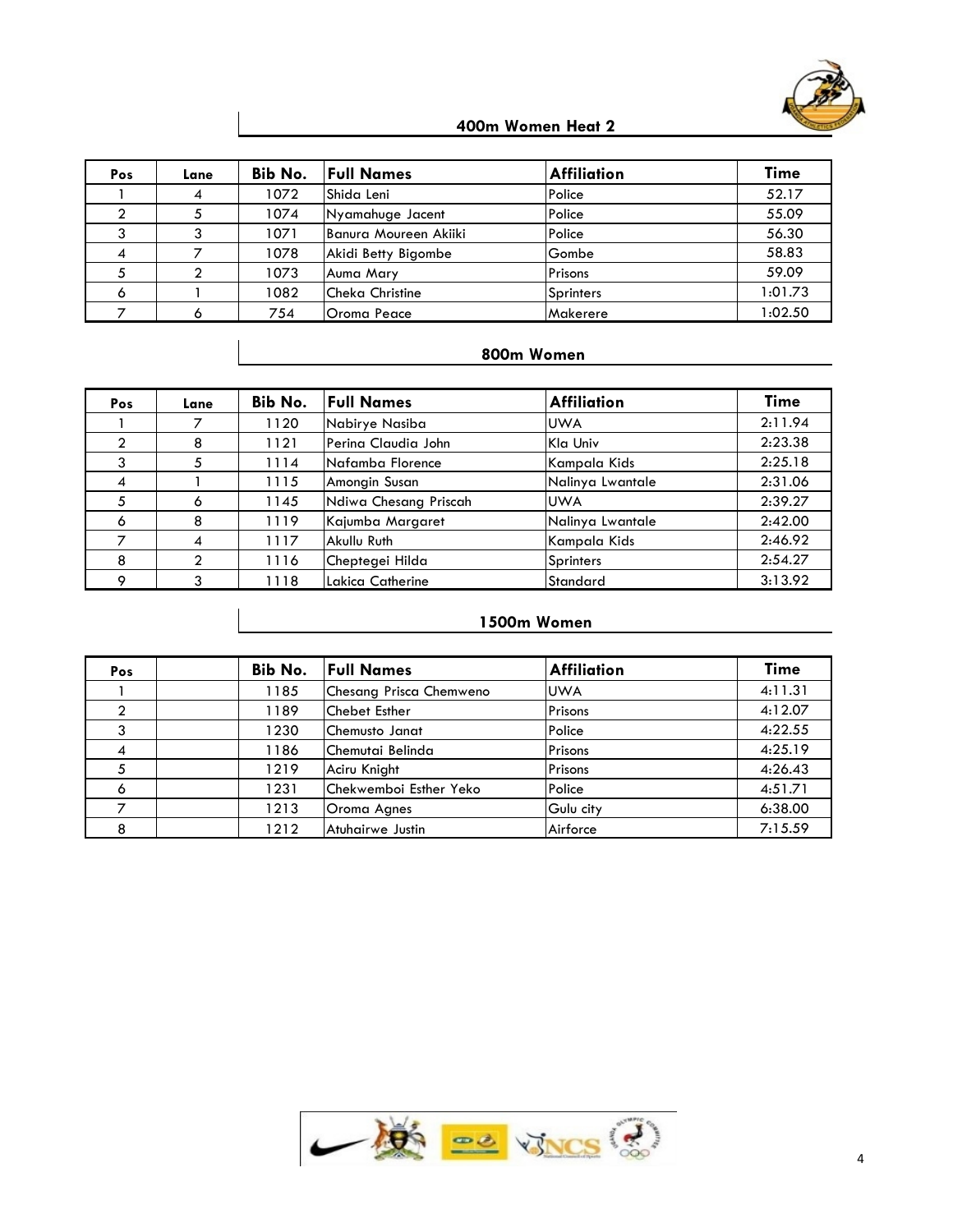## 400m Women Heat 2

| Pos | Lane | Bib No. | Full Names | Affiliation | Time |
|---|---|---|---|---|---|
| 1 | 4 | 1072 | Shida Leni | Police | 52.17 |
| 2 | 5 | 1074 | Nyamahuge Jacent | Police | 55.09 |
| 3 | 3 | 1071 | Banura Moureen Akiiki | Police | 56.30 |
| 4 | 7 | 1078 | Akidi Betty Bigombe | Gombe | 58.83 |
| 5 | 2 | 1073 | Auma Mary | Prisons | 59.09 |
| 6 | 1 | 1082 | Cheka Christine | Sprinters | 1:01.73 |
| 7 | 6 | 754 | Oroma Peace | Makerere | 1:02.50 |

## 800m Women

| Pos | Lane | Bib No. | Full Names | Affiliation | Time |
|---|---|---|---|---|---|
| 1 | 7 | 1120 | Nabirye Nasiba | UWA | 2:11.94 |
| 2 | 8 | 1121 | Perina Claudia John | Kla Univ | 2:23.38 |
| 3 | 5 | 1114 | Nafamba Florence | Kampala Kids | 2:25.18 |
| 4 | 1 | 1115 | Amongin Susan | Nalinya Lwantale | 2:31.06 |
| 5 | 6 | 1145 | Ndiwa Chesang Priscah | UWA | 2:39.27 |
| 6 | 8 | 1119 | Kajumba Margaret | Nalinya Lwantale | 2:42.00 |
| 7 | 4 | 1117 | Akullu Ruth | Kampala Kids | 2:46.92 |
| 8 | 2 | 1116 | Cheptegei Hilda | Sprinters | 2:54.27 |
| 9 | 3 | 1118 | Lakica Catherine | Standard | 3:13.92 |

## 1500m Women

| Pos | | Bib No. | Full Names | Affiliation | Time |
|---|---|---|---|---|---|
| 1 | | 1185 | Chesang Prisca Chemweno | UWA | 4:11.31 |
| 2 | | 1189 | Chebet Esther | Prisons | 4:12.07 |
| 3 | | 1230 | Chemusto Janat | Police | 4:22.55 |
| 4 | | 1186 | Chemutai Belinda | Prisons | 4:25.19 |
| 5 | | 1219 | Aciru Knight | Prisons | 4:26.43 |
| 6 | | 1231 | Chekwemboi Esther Yeko | Police | 4:51.71 |
| 7 | | 1213 | Oroma Agnes | Gulu city | 6:38.00 |
| 8 | | 1212 | Atuhairwe Justin | Airforce | 7:15.59 |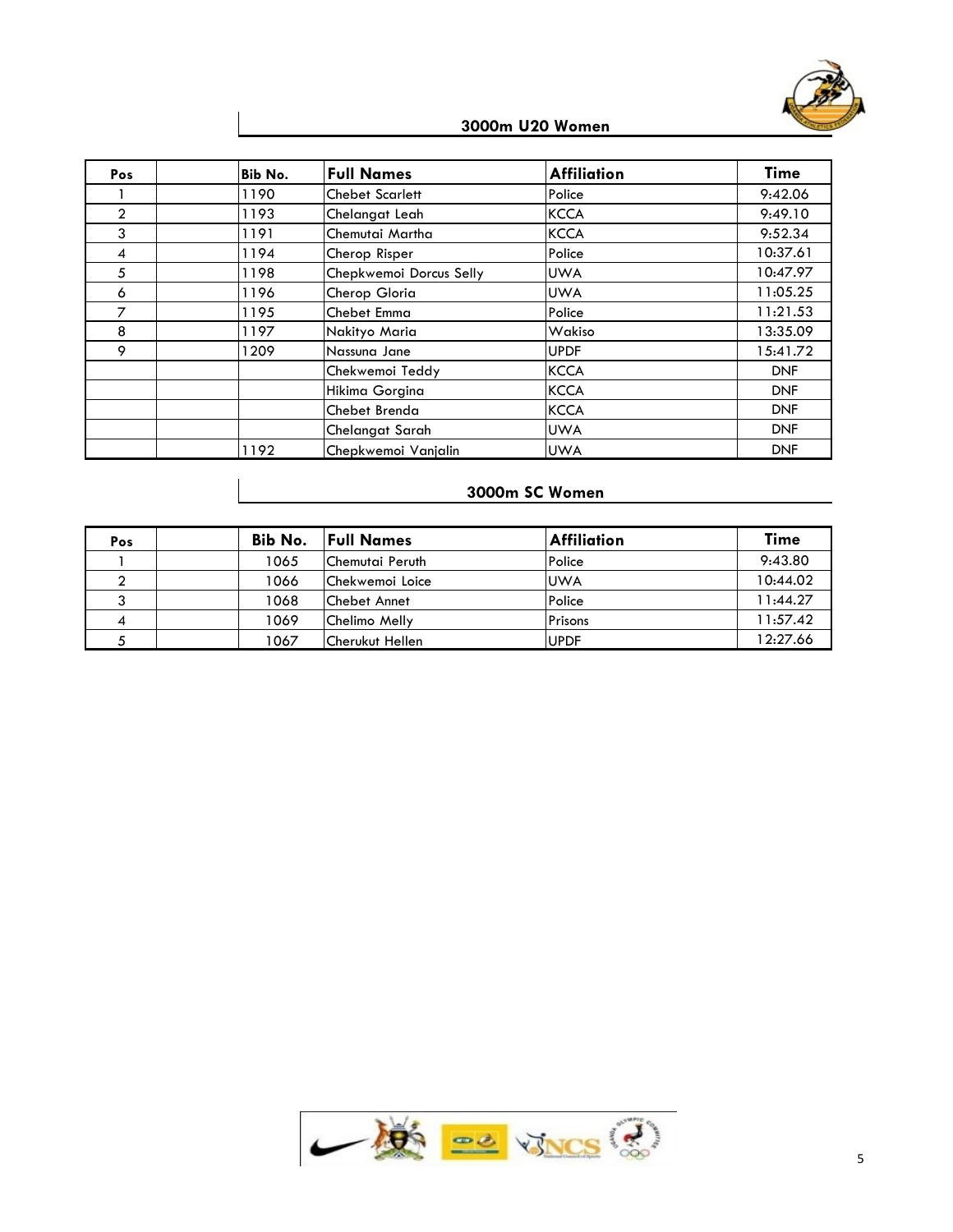## 3000m U20 Women

| Pos | | Bib No. | Full Names | Affiliation | Time |
|---|---|---|---|---|---|
| 1 | | 1190 | Chebet Scarlett | Police | 9:42.06 |
| 2 | | 1193 | Chelangat Leah | KCCA | 9:49.10 |
| 3 | | 1191 | Chemutai Martha | KCCA | 9:52.34 |
| 4 | | 1194 | Cherop Risper | Police | 10:37.61 |
| 5 | | 1198 | Chepkwemoi Dorcus Selly | UWA | 10:47.97 |
| 6 | | 1196 | Cherop Gloria | UWA | 11:05.25 |
| 7 | | 1195 | Chebet Emma | Police | 11:21.53 |
| 8 | | 1197 | Nakityo Maria | Wakiso | 13:35.09 |
| 9 | | 1209 | Nassuna Jane | UPDF | 15:41.72 |
| | | | Chekwemoi Teddy | KCCA | DNF |
| | | | Hikima Gorgina | KCCA | DNF |
| | | | Chebet Brenda | KCCA | DNF |
| | | | Chelangat Sarah | UWA | DNF |
| | | 1192 | Chepkwemoi Vanjalin | UWA | DNF |

## 3000m SC Women

| Pos | | Bib No. | Full Names | Affiliation | Time |
|---|---|---|---|---|---|
| 1 | | 1065 | Chemutai Peruth | Police | 9:43.80 |
| 2 | | 1066 | Chekwemoi Loice | UWA | 10:44.02 |
| 3 | | 1068 | Chebet Annet | Police | 11:44.27 |
| 4 | | 1069 | Chelimo Melly | Prisons | 11:57.42 |
| 5 | | 1067 | Cherukut Hellen | UPDF | 12:27.66 |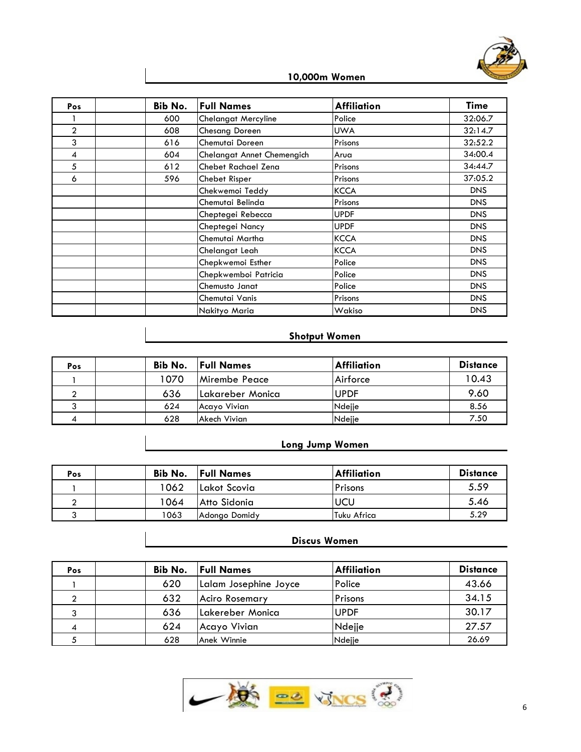## 10,000m Women

| Pos | | Bib No. | Full Names | Affiliation | Time |
|---|---|---|---|---|---|
| 1 | | 600 | Chelangat Mercyline | Police | 32:06.7 |
| 2 | | 608 | Chesang Doreen | UWA | 32:14.7 |
| 3 | | 616 | Chemutai Doreen | Prisons | 32:52.2 |
| 4 | | 604 | Chelangat Annet Chemengich | Arua | 34:00.4 |
| 5 | | 612 | Chebet Rachael Zena | Prisons | 34:44.7 |
| 6 | | 596 | Chebet Risper | Prisons | 37:05.2 |
| | | | Chekwemoi Teddy | KCCA | DNS |
| | | | Chemutai Belinda | Prisons | DNS |
| | | | Cheptegei Rebecca | UPDF | DNS |
| | | | Cheptegei Nancy | UPDF | DNS |
| | | | Chemutai Martha | KCCA | DNS |
| | | | Chelangat Leah | KCCA | DNS |
| | | | Chepkwemoi Esther | Police | DNS |
| | | | Chepkwemboi Patricia | Police | DNS |
| | | | Chemusto Janat | Police | DNS |
| | | | Chemutai Vanis | Prisons | DNS |
| | | | Nakityo Maria | Wakiso | DNS |

## Shotput Women

| Pos | | Bib No. | Full Names | Affiliation | Distance |
|---|---|---|---|---|---|
| 1 | | 1070 | Mirembe Peace | Airforce | 10.43 |
| 2 | | 636 | Lakareber Monica | UPDF | 9.60 |
| 3 | | 624 | Acayo Vivian | Ndejje | 8.56 |
| 4 | | 628 | Akech Vivian | Ndejje | 7.50 |

## Long Jump Women

| Pos | | Bib No. | Full Names | Affiliation | Distance |
|---|---|---|---|---|---|
| 1 | | 1062 | Lakot Scovia | Prisons | 5.59 |
| 2 | | 1064 | Atto Sidonia | UCU | 5.46 |
| 3 | | 1063 | Adongo Domidy | Tuku Africa | 5.29 |

## Discus Women

| Pos | | Bib No. | Full Names | Affiliation | Distance |
|---|---|---|---|---|---|
| 1 | | 620 | Lalam Josephine Joyce | Police | 43.66 |
| 2 | | 632 | Aciro Rosemary | Prisons | 34.15 |
| 3 | | 636 | Lakereber Monica | UPDF | 30.17 |
| 4 | | 624 | Acayo Vivian | Ndejje | 27.57 |
| 5 | | 628 | Anek Winnie | Ndejje | 26.69 |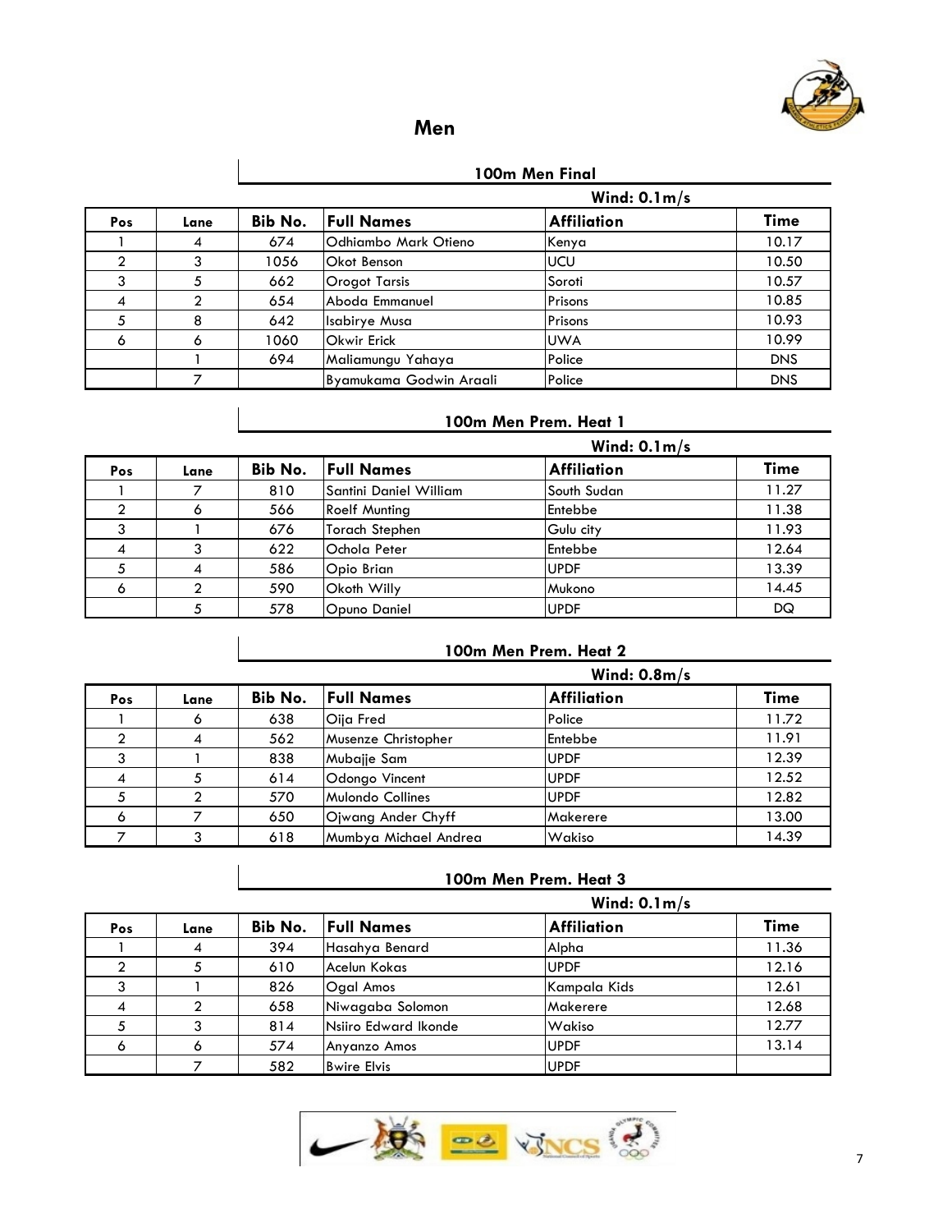# Men

## 100m Men Final

Wind: 0.1m/s

| Pos | Lane | Bib No. | Full Names | Affiliation | Time |
|---|---|---|---|---|---|
| 1 | 4 | 674 | Odhiambo Mark Otieno | Kenya | 10.17 |
| 2 | 3 | 1056 | Okot Benson | UCU | 10.50 |
| 3 | 5 | 662 | Orogot Tarsis | Soroti | 10.57 |
| 4 | 2 | 654 | Aboda Emmanuel | Prisons | 10.85 |
| 5 | 8 | 642 | Isabirye Musa | Prisons | 10.93 |
| 6 | 6 | 1060 | Okwir Erick | UWA | 10.99 |
| | 1 | 694 | Maliamungu Yahaya | Police | DNS |
| | 7 | | Byamukama Godwin Araali | Police | DNS |

## 100m Men Prem. Heat 1

Wind: 0.1m/s

| Pos | Lane | Bib No. | Full Names | Affiliation | Time |
|---|---|---|---|---|---|
| 1 | 7 | 810 | Santini Daniel William | South Sudan | 11.27 |
| 2 | 6 | 566 | Roelf Munting | Entebbe | 11.38 |
| 3 | 1 | 676 | Torach Stephen | Gulu city | 11.93 |
| 4 | 3 | 622 | Ochola Peter | Entebbe | 12.64 |
| 5 | 4 | 586 | Opio Brian | UPDF | 13.39 |
| 6 | 2 | 590 | Okoth Willy | Mukono | 14.45 |
| | 5 | 578 | Opuno Daniel | UPDF | DQ |

## 100m Men Prem. Heat 2

Wind: 0.8m/s

| Pos | Lane | Bib No. | Full Names | Affiliation | Time |
|---|---|---|---|---|---|
| 1 | 6 | 638 | Oija Fred | Police | 11.72 |
| 2 | 4 | 562 | Musenze Christopher | Entebbe | 11.91 |
| 3 | 1 | 838 | Mubajje Sam | UPDF | 12.39 |
| 4 | 5 | 614 | Odongo Vincent | UPDF | 12.52 |
| 5 | 2 | 570 | Mulondo Collines | UPDF | 12.82 |
| 6 | 7 | 650 | Ojwang Ander Chyff | Makerere | 13.00 |
| 7 | 3 | 618 | Mumbya Michael Andrea | Wakiso | 14.39 |

## 100m Men Prem. Heat 3

Wind: 0.1m/s

| Pos | Lane | Bib No. | Full Names | Affiliation | Time |
|---|---|---|---|---|---|
| 1 | 4 | 394 | Hasahya Benard | Alpha | 11.36 |
| 2 | 5 | 610 | Acelun Kokas | UPDF | 12.16 |
| 3 | 1 | 826 | Ogal Amos | Kampala Kids | 12.61 |
| 4 | 2 | 658 | Niwagaba Solomon | Makerere | 12.68 |
| 5 | 3 | 814 | Nsiiro Edward Ikonde | Wakiso | 12.77 |
| 6 | 6 | 574 | Anyanzo Amos | UPDF | 13.14 |
| | 7 | 582 | Bwire Elvis | UPDF | |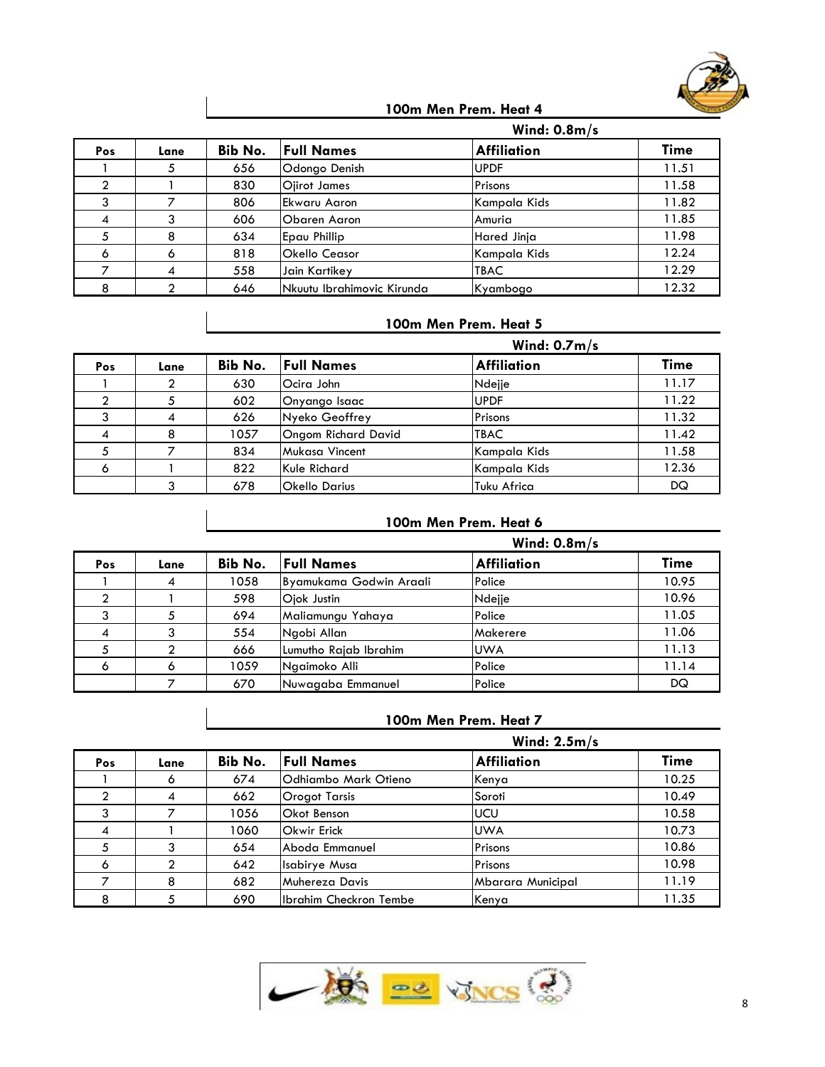## 100m Men Prem. Heat 4

**Wind: 0.8m/s**

| Pos | Lane | Bib No. | Full Names | Affiliation | Time |
|---|---|---|---|---|---|
| 1 | 5 | 656 | Odongo Denish | UPDF | 11.51 |
| 2 | 1 | 830 | Ojirot James | Prisons | 11.58 |
| 3 | 7 | 806 | Ekwaru Aaron | Kampala Kids | 11.82 |
| 4 | 3 | 606 | Obaren Aaron | Amuria | 11.85 |
| 5 | 8 | 634 | Epau Phillip | Hared Jinja | 11.98 |
| 6 | 6 | 818 | Okello Ceasor | Kampala Kids | 12.24 |
| 7 | 4 | 558 | Jain Kartikey | TBAC | 12.29 |
| 8 | 2 | 646 | Nkuutu Ibrahimovic Kirunda | Kyambogo | 12.32 |

## 100m Men Prem. Heat 5

**Wind: 0.7m/s**

| Pos | Lane | Bib No. | Full Names | Affiliation | Time |
|---|---|---|---|---|---|
| 1 | 2 | 630 | Ocira John | Ndejje | 11.17 |
| 2 | 5 | 602 | Onyango Isaac | UPDF | 11.22 |
| 3 | 4 | 626 | Nyeko Geoffrey | Prisons | 11.32 |
| 4 | 8 | 1057 | Ongom Richard David | TBAC | 11.42 |
| 5 | 7 | 834 | Mukasa Vincent | Kampala Kids | 11.58 |
| 6 | 1 | 822 | Kule Richard | Kampala Kids | 12.36 |
| | 3 | 678 | Okello Darius | Tuku Africa | DQ |

## 100m Men Prem. Heat 6

**Wind: 0.8m/s**

| Pos | Lane | Bib No. | Full Names | Affiliation | Time |
|---|---|---|---|---|---|
| 1 | 4 | 1058 | Byamukama Godwin Araali | Police | 10.95 |
| 2 | 1 | 598 | Ojok Justin | Ndejje | 10.96 |
| 3 | 5 | 694 | Maliamungu Yahaya | Police | 11.05 |
| 4 | 3 | 554 | Ngobi Allan | Makerere | 11.06 |
| 5 | 2 | 666 | Lumutho Rajab Ibrahim | UWA | 11.13 |
| 6 | 6 | 1059 | Ngaimoko Alli | Police | 11.14 |
| | 7 | 670 | Nuwagaba Emmanuel | Police | DQ |

## 100m Men Prem. Heat 7

**Wind: 2.5m/s**

| Pos | Lane | Bib No. | Full Names | Affiliation | Time |
|---|---|---|---|---|---|
| 1 | 6 | 674 | Odhiambo Mark Otieno | Kenya | 10.25 |
| 2 | 4 | 662 | Orogot Tarsis | Soroti | 10.49 |
| 3 | 7 | 1056 | Okot Benson | UCU | 10.58 |
| 4 | 1 | 1060 | Okwir Erick | UWA | 10.73 |
| 5 | 3 | 654 | Aboda Emmanuel | Prisons | 10.86 |
| 6 | 2 | 642 | Isabirye Musa | Prisons | 10.98 |
| 7 | 8 | 682 | Muhereza Davis | Mbarara Municipal | 11.19 |
| 8 | 5 | 690 | Ibrahim Checkron Tembe | Kenya | 11.35 |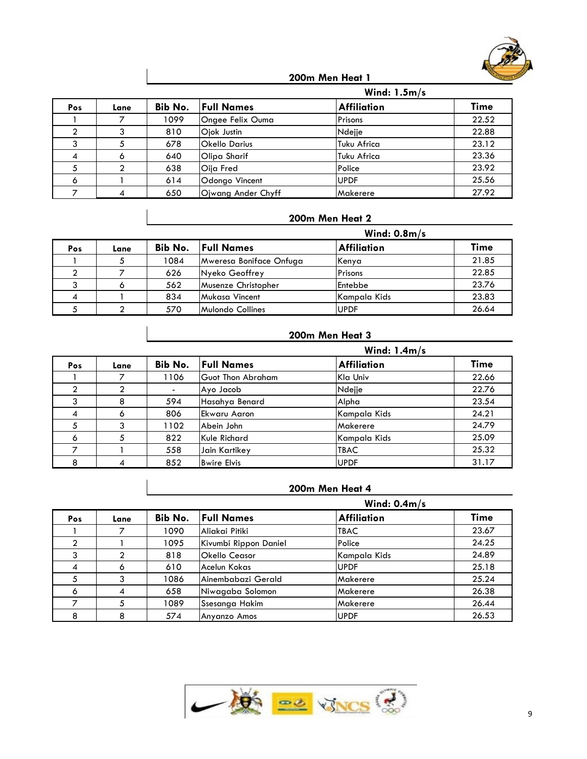## 200m Men Heat 1

**Wind: 1.5m/s**

| Pos | Lane | Bib No. | Full Names | Affiliation | Time |
|---|---|---|---|---|---|
| 1 | 7 | 1099 | Ongee Felix Ouma | Prisons | 22.52 |
| 2 | 3 | 810 | Ojok Justin | Ndejje | 22.88 |
| 3 | 5 | 678 | Okello Darius | Tuku Africa | 23.12 |
| 4 | 6 | 640 | Olipa Sharif | Tuku Africa | 23.36 |
| 5 | 2 | 638 | Oija Fred | Police | 23.92 |
| 6 | 1 | 614 | Odongo Vincent | UPDF | 25.56 |
| 7 | 4 | 650 | Ojwang Ander Chyff | Makerere | 27.92 |

## 200m Men Heat 2

**Wind: 0.8m/s**

| Pos | Lane | Bib No. | Full Names | Affiliation | Time |
|---|---|---|---|---|---|
| 1 | 5 | 1084 | Mweresa Boniface Onfuga | Kenya | 21.85 |
| 2 | 7 | 626 | Nyeko Geoffrey | Prisons | 22.85 |
| 3 | 6 | 562 | Musenze Christopher | Entebbe | 23.76 |
| 4 | 1 | 834 | Mukasa Vincent | Kampala Kids | 23.83 |
| 5 | 2 | 570 | Mulondo Collines | UPDF | 26.64 |

## 200m Men Heat 3

**Wind: 1.4m/s**

| Pos | Lane | Bib No. | Full Names | Affiliation | Time |
|---|---|---|---|---|---|
| 1 | 7 | 1106 | Guot Thon Abraham | Kla Univ | 22.66 |
| 2 | 2 | - | Ayo Jacob | Ndejje | 22.76 |
| 3 | 8 | 594 | Hasahya Benard | Alpha | 23.54 |
| 4 | 6 | 806 | Ekwaru Aaron | Kampala Kids | 24.21 |
| 5 | 3 | 1102 | Abein John | Makerere | 24.79 |
| 6 | 5 | 822 | Kule Richard | Kampala Kids | 25.09 |
| 7 | 1 | 558 | Jain Kartikey | TBAC | 25.32 |
| 8 | 4 | 852 | Bwire Elvis | UPDF | 31.17 |

## 200m Men Heat 4

**Wind: 0.4m/s**

| Pos | Lane | Bib No. | Full Names | Affiliation | Time |
|---|---|---|---|---|---|
| 1 | 7 | 1090 | Aliakai Pitiki | TBAC | 23.67 |
| 2 | 1 | 1095 | Kivumbi Rippon Daniel | Police | 24.25 |
| 3 | 2 | 818 | Okello Ceasor | Kampala Kids | 24.89 |
| 4 | 6 | 610 | Acelun Kokas | UPDF | 25.18 |
| 5 | 3 | 1086 | Ainembabazi Gerald | Makerere | 25.24 |
| 6 | 4 | 658 | Niwagaba Solomon | Makerere | 26.38 |
| 7 | 5 | 1089 | Ssesanga Hakim | Makerere | 26.44 |
| 8 | 8 | 574 | Anyanzo Amos | UPDF | 26.53 |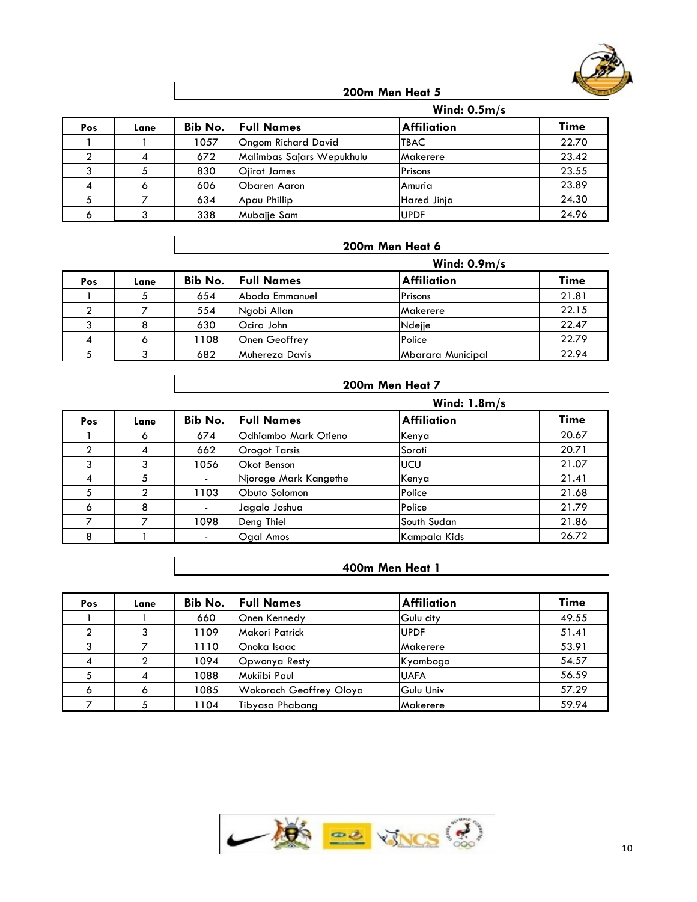## 200m Men Heat 5

**Wind: 0.5m/s**

| Pos | Lane | Bib No. | Full Names | Affiliation | Time |
|---|---|---|---|---|---|
| 1 | 1 | 1057 | Ongom Richard David | TBAC | 22.70 |
| 2 | 4 | 672 | Malimbas Sajars Wepukhulu | Makerere | 23.42 |
| 3 | 5 | 830 | Ojirot James | Prisons | 23.55 |
| 4 | 6 | 606 | Obaren Aaron | Amuria | 23.89 |
| 5 | 7 | 634 | Apau Phillip | Hared Jinja | 24.30 |
| 6 | 3 | 338 | Mubajje Sam | UPDF | 24.96 |

## 200m Men Heat 6

**Wind: 0.9m/s**

| Pos | Lane | Bib No. | Full Names | Affiliation | Time |
|---|---|---|---|---|---|
| 1 | 5 | 654 | Aboda Emmanuel | Prisons | 21.81 |
| 2 | 7 | 554 | Ngobi Allan | Makerere | 22.15 |
| 3 | 8 | 630 | Ocira John | Ndejje | 22.47 |
| 4 | 6 | 1108 | Onen Geoffrey | Police | 22.79 |
| 5 | 3 | 682 | Muhereza Davis | Mbarara Municipal | 22.94 |

## 200m Men Heat 7

**Wind: 1.8m/s**

| Pos | Lane | Bib No. | Full Names | Affiliation | Time |
|---|---|---|---|---|---|
| 1 | 6 | 674 | Odhiambo Mark Otieno | Kenya | 20.67 |
| 2 | 4 | 662 | Orogot Tarsis | Soroti | 20.71 |
| 3 | 3 | 1056 | Okot Benson | UCU | 21.07 |
| 4 | 5 | - | Njoroge Mark Kangethe | Kenya | 21.41 |
| 5 | 2 | 1103 | Obuto Solomon | Police | 21.68 |
| 6 | 8 | - | Jagalo Joshua | Police | 21.79 |
| 7 | 7 | 1098 | Deng Thiel | South Sudan | 21.86 |
| 8 | 1 | - | Ogal Amos | Kampala Kids | 26.72 |

## 400m Men Heat 1

| Pos | Lane | Bib No. | Full Names | Affiliation | Time |
|---|---|---|---|---|---|
| 1 | 1 | 660 | Onen Kennedy | Gulu city | 49.55 |
| 2 | 3 | 1109 | Makori Patrick | UPDF | 51.41 |
| 3 | 7 | 1110 | Onoka Isaac | Makerere | 53.91 |
| 4 | 2 | 1094 | Opwonya Resty | Kyambogo | 54.57 |
| 5 | 4 | 1088 | Mukiibi Paul | UAFA | 56.59 |
| 6 | 6 | 1085 | Wokorach Geoffrey Oloya | Gulu Univ | 57.29 |
| 7 | 5 | 1104 | Tibyasa Phabang | Makerere | 59.94 |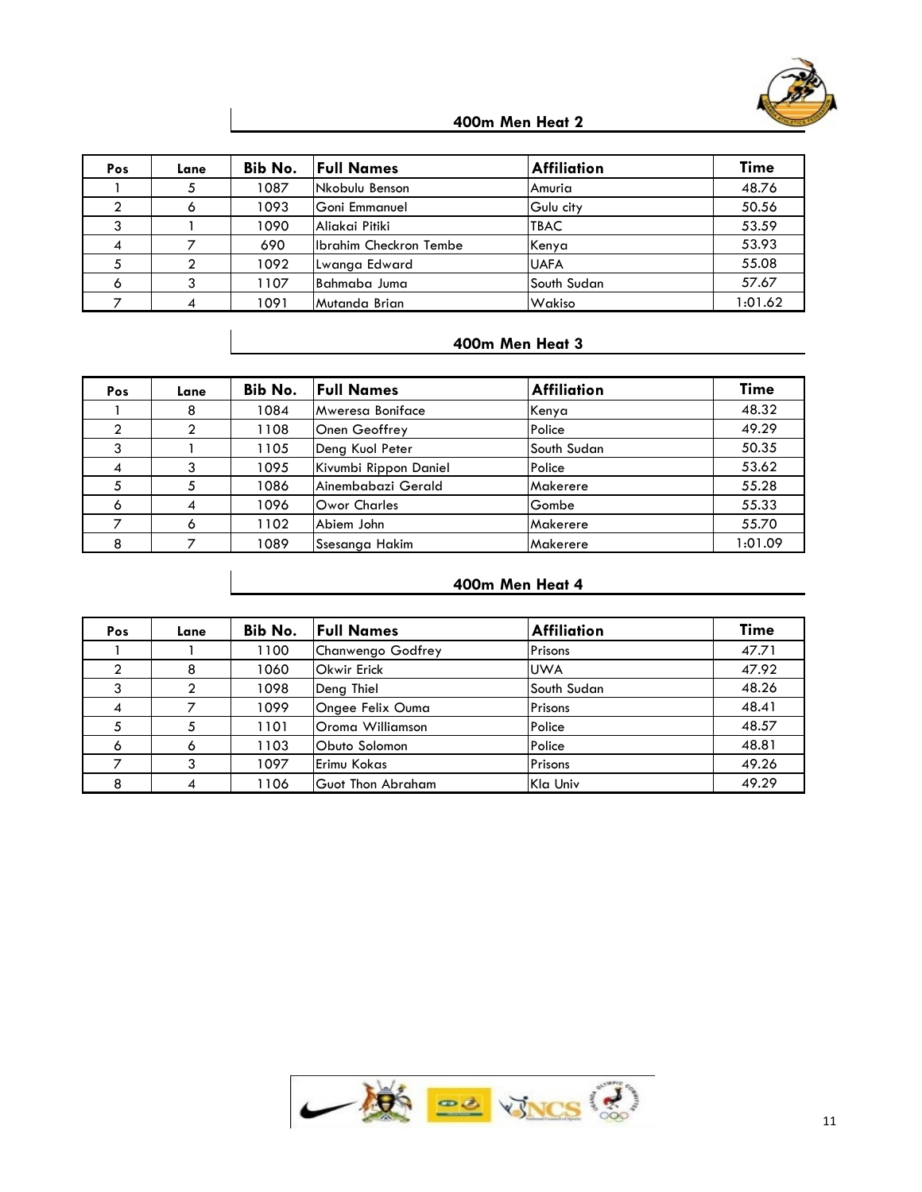## 400m Men Heat 2

| Pos | Lane | Bib No. | Full Names | Affiliation | Time |
|---|---|---|---|---|---|
| 1 | 5 | 1087 | Nkobulu Benson | Amuria | 48.76 |
| 2 | 6 | 1093 | Goni Emmanuel | Gulu city | 50.56 |
| 3 | 1 | 1090 | Aliakai Pitiki | TBAC | 53.59 |
| 4 | 7 | 690 | Ibrahim Checkron Tembe | Kenya | 53.93 |
| 5 | 2 | 1092 | Lwanga Edward | UAFA | 55.08 |
| 6 | 3 | 1107 | Bahmaba Juma | South Sudan | 57.67 |
| 7 | 4 | 1091 | Mutanda Brian | Wakiso | 1:01.62 |

## 400m Men Heat 3

| Pos | Lane | Bib No. | Full Names | Affiliation | Time |
|---|---|---|---|---|---|
| 1 | 8 | 1084 | Mweresa Boniface | Kenya | 48.32 |
| 2 | 2 | 1108 | Onen Geoffrey | Police | 49.29 |
| 3 | 1 | 1105 | Deng Kuol Peter | South Sudan | 50.35 |
| 4 | 3 | 1095 | Kivumbi Rippon Daniel | Police | 53.62 |
| 5 | 5 | 1086 | Ainembabazi Gerald | Makerere | 55.28 |
| 6 | 4 | 1096 | Owor Charles | Gombe | 55.33 |
| 7 | 6 | 1102 | Abiem John | Makerere | 55.70 |
| 8 | 7 | 1089 | Ssesanga Hakim | Makerere | 1:01.09 |

## 400m Men Heat 4

| Pos | Lane | Bib No. | Full Names | Affiliation | Time |
|---|---|---|---|---|---|
| 1 | 1 | 1100 | Chanwengo Godfrey | Prisons | 47.71 |
| 2 | 8 | 1060 | Okwir Erick | UWA | 47.92 |
| 3 | 2 | 1098 | Deng Thiel | South Sudan | 48.26 |
| 4 | 7 | 1099 | Ongee Felix Ouma | Prisons | 48.41 |
| 5 | 5 | 1101 | Oroma Williamson | Police | 48.57 |
| 6 | 6 | 1103 | Obuto Solomon | Police | 48.81 |
| 7 | 3 | 1097 | Erimu Kokas | Prisons | 49.26 |
| 8 | 4 | 1106 | Guot Thon Abraham | Kla Univ | 49.29 |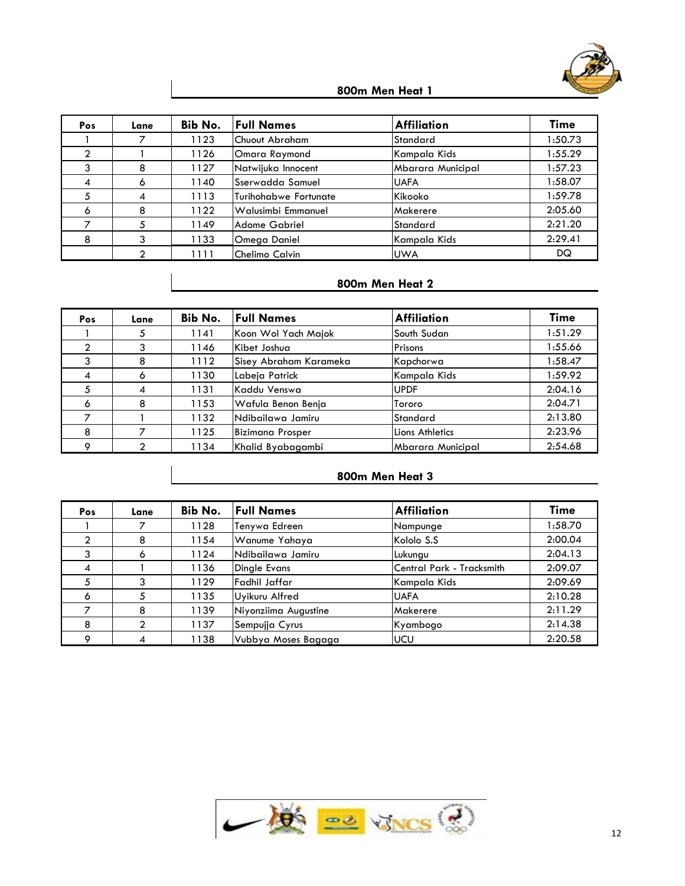## 800m Men Heat 1

| Pos | Lane | Bib No. | Full Names | Affiliation | Time |
|---|---|---|---|---|---|
| 1 | 7 | 1123 | Chuout Abraham | Standard | 1:50.73 |
| 2 | 1 | 1126 | Omara Raymond | Kampala Kids | 1:55.29 |
| 3 | 8 | 1127 | Natwijuka Innocent | Mbarara Municipal | 1:57.23 |
| 4 | 6 | 1140 | Sserwadda Samuel | UAFA | 1:58.07 |
| 5 | 4 | 1113 | Turihohabwe Fortunate | Kikooko | 1:59.78 |
| 6 | 8 | 1122 | Walusimbi Emmanuel | Makerere | 2:05.60 |
| 7 | 5 | 1149 | Adome Gabriel | Standard | 2:21.20 |
| 8 | 3 | 1133 | Omega Daniel | Kampala Kids | 2:29.41 |
|  | 2 | 1111 | Chelimo Calvin | UWA | DQ |

## 800m Men Heat 2

| Pos | Lane | Bib No. | Full Names | Affiliation | Time |
|---|---|---|---|---|---|
| 1 | 5 | 1141 | Koon Wol Yach Majok | South Sudan | 1:51.29 |
| 2 | 3 | 1146 | Kibet Joshua | Prisons | 1:55.66 |
| 3 | 8 | 1112 | Sisey Abraham Karameka | Kapchorwa | 1:58.47 |
| 4 | 6 | 1130 | Labeja Patrick | Kampala Kids | 1:59.92 |
| 5 | 4 | 1131 | Kaddu Venswa | UPDF | 2:04.16 |
| 6 | 8 | 1153 | Wafula Benon Benja | Tororo | 2:04.71 |
| 7 | 1 | 1132 | Ndibailawa Jamiru | Standard | 2:13.80 |
| 8 | 7 | 1125 | Bizimana Prosper | Lions Athletics | 2:23.96 |
| 9 | 2 | 1134 | Khalid Byabagambi | Mbarara Municipal | 2:54.68 |

## 800m Men Heat 3

| Pos | Lane | Bib No. | Full Names | Affiliation | Time |
|---|---|---|---|---|---|
| 1 | 7 | 1128 | Tenywa Edreen | Nampunge | 1:58.70 |
| 2 | 8 | 1154 | Wanume Yahaya | Kololo S.S | 2:00.04 |
| 3 | 6 | 1124 | Ndibailawa Jamiru | Lukungu | 2:04.13 |
| 4 | 1 | 1136 | Dingle Evans | Central Park - Tracksmith | 2:09.07 |
| 5 | 3 | 1129 | Fadhil Jaffar | Kampala Kids | 2:09.69 |
| 6 | 5 | 1135 | Uyikuru Alfred | UAFA | 2:10.28 |
| 7 | 8 | 1139 | Niyonziima Augustine | Makerere | 2:11.29 |
| 8 | 2 | 1137 | Sempujja Cyrus | Kyambogo | 2:14.38 |
| 9 | 4 | 1138 | Vubbya Moses Bagaga | UCU | 2:20.58 |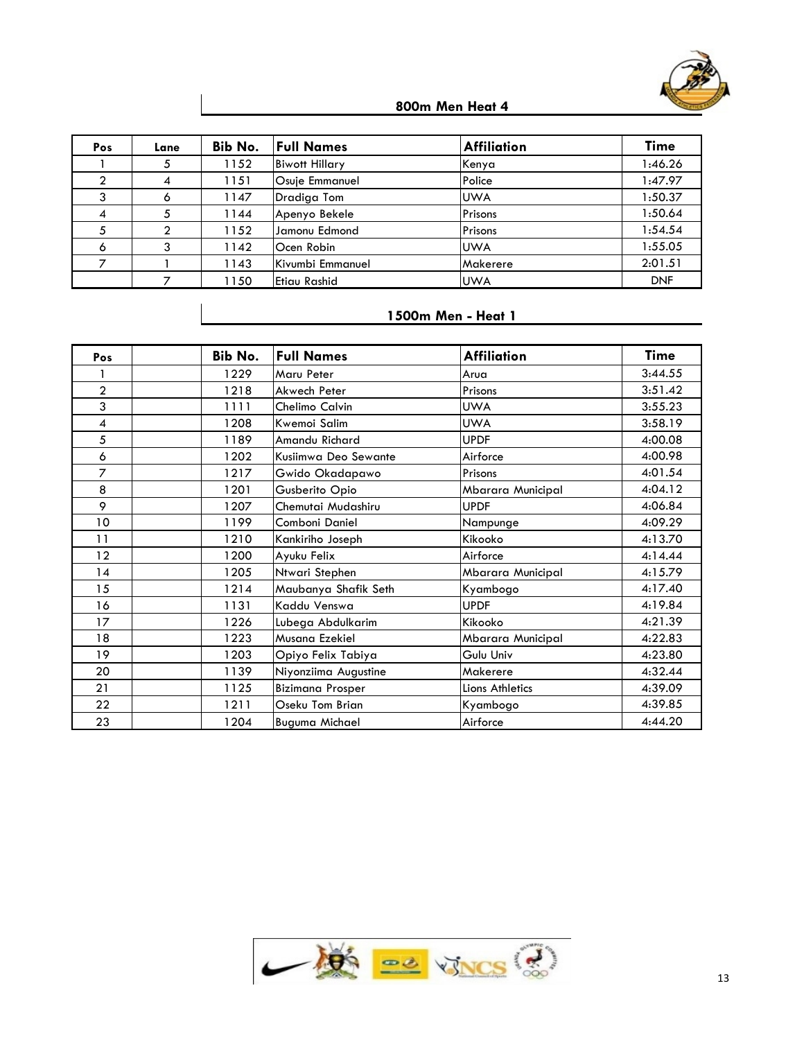## 800m Men Heat 4

| Pos | Lane | Bib No. | Full Names | Affiliation | Time |
|---|---|---|---|---|---|
| 1 | 5 | 1152 | Biwott Hillary | Kenya | 1:46.26 |
| 2 | 4 | 1151 | Osuje Emmanuel | Police | 1:47.97 |
| 3 | 6 | 1147 | Dradiga Tom | UWA | 1:50.37 |
| 4 | 5 | 1144 | Apenyo Bekele | Prisons | 1:50.64 |
| 5 | 2 | 1152 | Jamonu Edmond | Prisons | 1:54.54 |
| 6 | 3 | 1142 | Ocen Robin | UWA | 1:55.05 |
| 7 | 1 | 1143 | Kivumbi Emmanuel | Makerere | 2:01.51 |
| | 7 | 1150 | Etiau Rashid | UWA | DNF |

## 1500m Men - Heat 1

| Pos | | Bib No. | Full Names | Affiliation | Time |
|---|---|---|---|---|---|
| 1 | | 1229 | Maru Peter | Arua | 3:44.55 |
| 2 | | 1218 | Akwech Peter | Prisons | 3:51.42 |
| 3 | | 1111 | Chelimo Calvin | UWA | 3:55.23 |
| 4 | | 1208 | Kwemoi Salim | UWA | 3:58.19 |
| 5 | | 1189 | Amandu Richard | UPDF | 4:00.08 |
| 6 | | 1202 | Kusiimwa Deo Sewante | Airforce | 4:00.98 |
| 7 | | 1217 | Gwido Okadapawo | Prisons | 4:01.54 |
| 8 | | 1201 | Gusberito Opio | Mbarara Municipal | 4:04.12 |
| 9 | | 1207 | Chemutai Mudashiru | UPDF | 4:06.84 |
| 10 | | 1199 | Comboni Daniel | Nampunge | 4:09.29 |
| 11 | | 1210 | Kankiriho Joseph | Kikooko | 4:13.70 |
| 12 | | 1200 | Ayuku Felix | Airforce | 4:14.44 |
| 14 | | 1205 | Ntwari Stephen | Mbarara Municipal | 4:15.79 |
| 15 | | 1214 | Maubanya Shafik Seth | Kyambogo | 4:17.40 |
| 16 | | 1131 | Kaddu Venswa | UPDF | 4:19.84 |
| 17 | | 1226 | Lubega Abdulkarim | Kikooko | 4:21.39 |
| 18 | | 1223 | Musana Ezekiel | Mbarara Municipal | 4:22.83 |
| 19 | | 1203 | Opiyo Felix Tabiya | Gulu Univ | 4:23.80 |
| 20 | | 1139 | Niyonziima Augustine | Makerere | 4:32.44 |
| 21 | | 1125 | Bizimana Prosper | Lions Athletics | 4:39.09 |
| 22 | | 1211 | Oseku Tom Brian | Kyambogo | 4:39.85 |
| 23 | | 1204 | Buguma Michael | Airforce | 4:44.20 |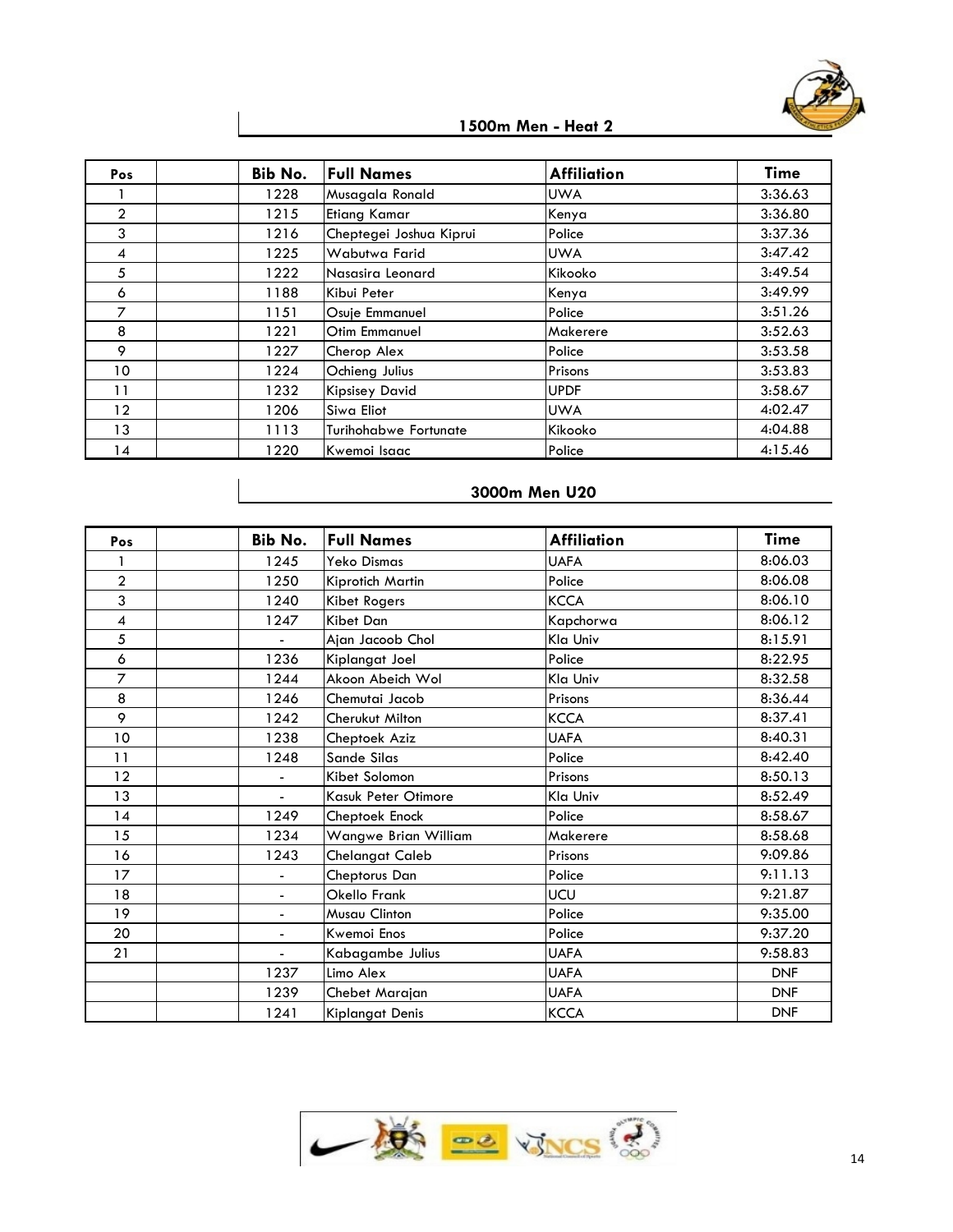## 1500m Men - Heat 2

| Pos | | Bib No. | Full Names | Affiliation | Time |
|---|---|---|---|---|---|
| 1 | | 1228 | Musagala Ronald | UWA | 3:36.63 |
| 2 | | 1215 | Etiang Kamar | Kenya | 3:36.80 |
| 3 | | 1216 | Cheptegei Joshua Kiprui | Police | 3:37.36 |
| 4 | | 1225 | Wabutwa Farid | UWA | 3:47.42 |
| 5 | | 1222 | Nasasira Leonard | Kikooko | 3:49.54 |
| 6 | | 1188 | Kibui Peter | Kenya | 3:49.99 |
| 7 | | 1151 | Osuje Emmanuel | Police | 3:51.26 |
| 8 | | 1221 | Otim Emmanuel | Makerere | 3:52.63 |
| 9 | | 1227 | Cherop Alex | Police | 3:53.58 |
| 10 | | 1224 | Ochieng Julius | Prisons | 3:53.83 |
| 11 | | 1232 | Kipsisey David | UPDF | 3:58.67 |
| 12 | | 1206 | Siwa Eliot | UWA | 4:02.47 |
| 13 | | 1113 | Turihohabwe Fortunate | Kikooko | 4:04.88 |
| 14 | | 1220 | Kwemoi Isaac | Police | 4:15.46 |

## 3000m Men U20

| Pos | | Bib No. | Full Names | Affiliation | Time |
|---|---|---|---|---|---|
| 1 | | 1245 | Yeko Dismas | UAFA | 8:06.03 |
| 2 | | 1250 | Kiprotich Martin | Police | 8:06.08 |
| 3 | | 1240 | Kibet Rogers | KCCA | 8:06.10 |
| 4 | | 1247 | Kibet Dan | Kapchorwa | 8:06.12 |
| 5 | | - | Ajan Jacoob Chol | Kla Univ | 8:15.91 |
| 6 | | 1236 | Kiplangat Joel | Police | 8:22.95 |
| 7 | | 1244 | Akoon Abeich Wol | Kla Univ | 8:32.58 |
| 8 | | 1246 | Chemutai Jacob | Prisons | 8:36.44 |
| 9 | | 1242 | Cherukut Milton | KCCA | 8:37.41 |
| 10 | | 1238 | Cheptoek Aziz | UAFA | 8:40.31 |
| 11 | | 1248 | Sande Silas | Police | 8:42.40 |
| 12 | | - | Kibet Solomon | Prisons | 8:50.13 |
| 13 | | - | Kasuk Peter Otimore | Kla Univ | 8:52.49 |
| 14 | | 1249 | Cheptoek Enock | Police | 8:58.67 |
| 15 | | 1234 | Wangwe Brian William | Makerere | 8:58.68 |
| 16 | | 1243 | Chelangat Caleb | Prisons | 9:09.86 |
| 17 | | - | Cheptorus Dan | Police | 9:11.13 |
| 18 | | - | Okello Frank | UCU | 9:21.87 |
| 19 | | - | Musau Clinton | Police | 9:35.00 |
| 20 | | - | Kwemoi Enos | Police | 9:37.20 |
| 21 | | - | Kabagambe Julius | UAFA | 9:58.83 |
| | | 1237 | Limo Alex | UAFA | DNF |
| | | 1239 | Chebet Marajan | UAFA | DNF |
| | | 1241 | Kiplangat Denis | KCCA | DNF |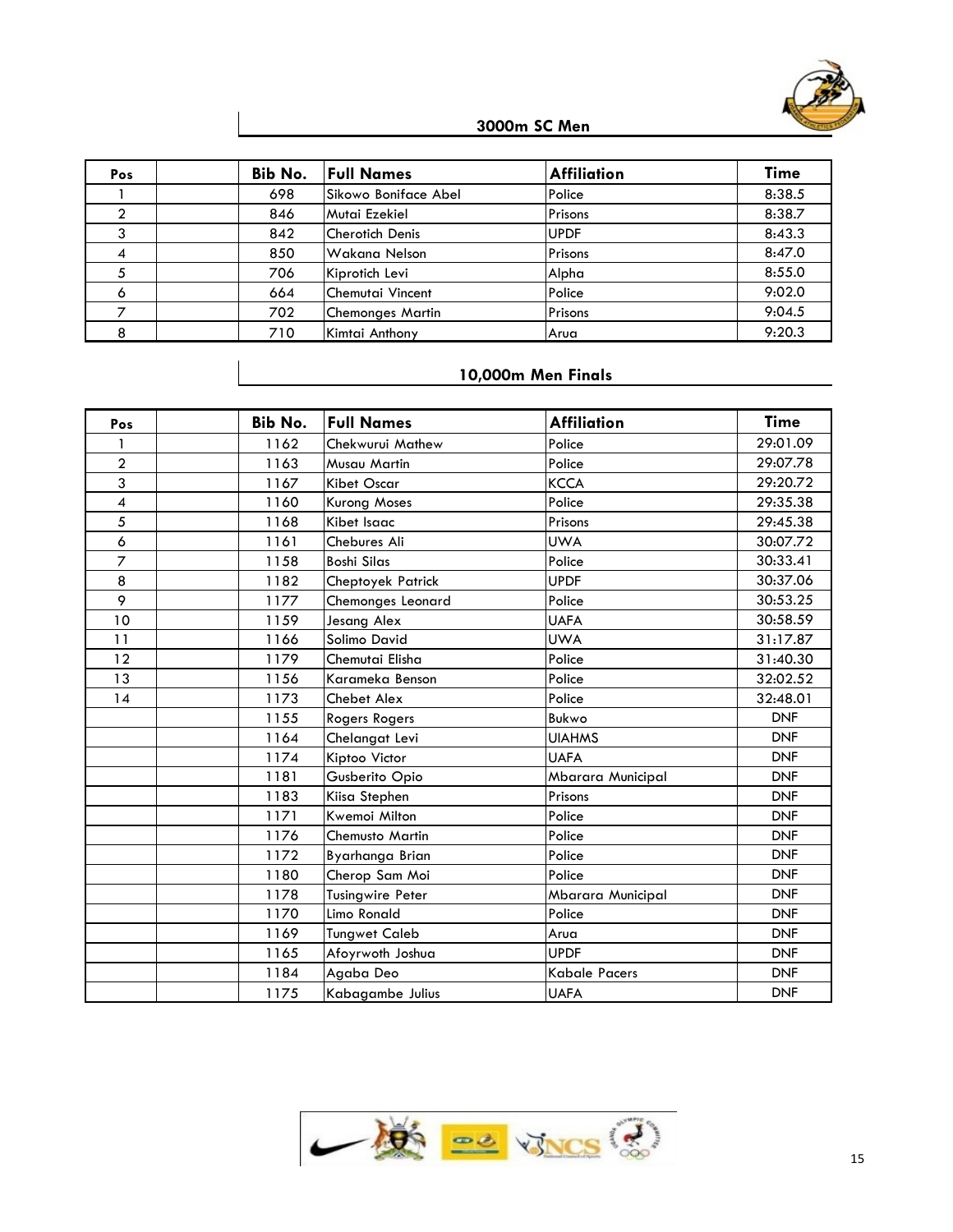## 3000m SC Men

| Pos | | Bib No. | Full Names | Affiliation | Time |
|---|---|---|---|---|---|
| 1 | | 698 | Sikowo Boniface Abel | Police | 8:38.5 |
| 2 | | 846 | Mutai Ezekiel | Prisons | 8:38.7 |
| 3 | | 842 | Cherotich Denis | UPDF | 8:43.3 |
| 4 | | 850 | Wakana Nelson | Prisons | 8:47.0 |
| 5 | | 706 | Kiprotich Levi | Alpha | 8:55.0 |
| 6 | | 664 | Chemutai Vincent | Police | 9:02.0 |
| 7 | | 702 | Chemonges Martin | Prisons | 9:04.5 |
| 8 | | 710 | Kimtai Anthony | Arua | 9:20.3 |

## 10,000m Men Finals

| Pos | | Bib No. | Full Names | Affiliation | Time |
|---|---|---|---|---|---|
| 1 | | 1162 | Chekwurui Mathew | Police | 29:01.09 |
| 2 | | 1163 | Musau Martin | Police | 29:07.78 |
| 3 | | 1167 | Kibet Oscar | KCCA | 29:20.72 |
| 4 | | 1160 | Kurong Moses | Police | 29:35.38 |
| 5 | | 1168 | Kibet Isaac | Prisons | 29:45.38 |
| 6 | | 1161 | Chebures Ali | UWA | 30:07.72 |
| 7 | | 1158 | Boshi Silas | Police | 30:33.41 |
| 8 | | 1182 | Cheptoyek Patrick | UPDF | 30:37.06 |
| 9 | | 1177 | Chemonges Leonard | Police | 30:53.25 |
| 10 | | 1159 | Jesang Alex | UAFA | 30:58.59 |
| 11 | | 1166 | Solimo David | UWA | 31:17.87 |
| 12 | | 1179 | Chemutai Elisha | Police | 31:40.30 |
| 13 | | 1156 | Karameka Benson | Police | 32:02.52 |
| 14 | | 1173 | Chebet Alex | Police | 32:48.01 |
| | | 1155 | Rogers Rogers | Bukwo | DNF |
| | | 1164 | Chelangat Levi | UIAHMS | DNF |
| | | 1174 | Kiptoo Victor | UAFA | DNF |
| | | 1181 | Gusberito Opio | Mbarara Municipal | DNF |
| | | 1183 | Kiisa Stephen | Prisons | DNF |
| | | 1171 | Kwemoi Milton | Police | DNF |
| | | 1176 | Chemusto Martin | Police | DNF |
| | | 1172 | Byarhanga Brian | Police | DNF |
| | | 1180 | Cherop Sam Moi | Police | DNF |
| | | 1178 | Tusingwire Peter | Mbarara Municipal | DNF |
| | | 1170 | Limo Ronald | Police | DNF |
| | | 1169 | Tungwet Caleb | Arua | DNF |
| | | 1165 | Afoyrwoth Joshua | UPDF | DNF |
| | | 1184 | Agaba Deo | Kabale Pacers | DNF |
| | | 1175 | Kabagambe Julius | UAFA | DNF |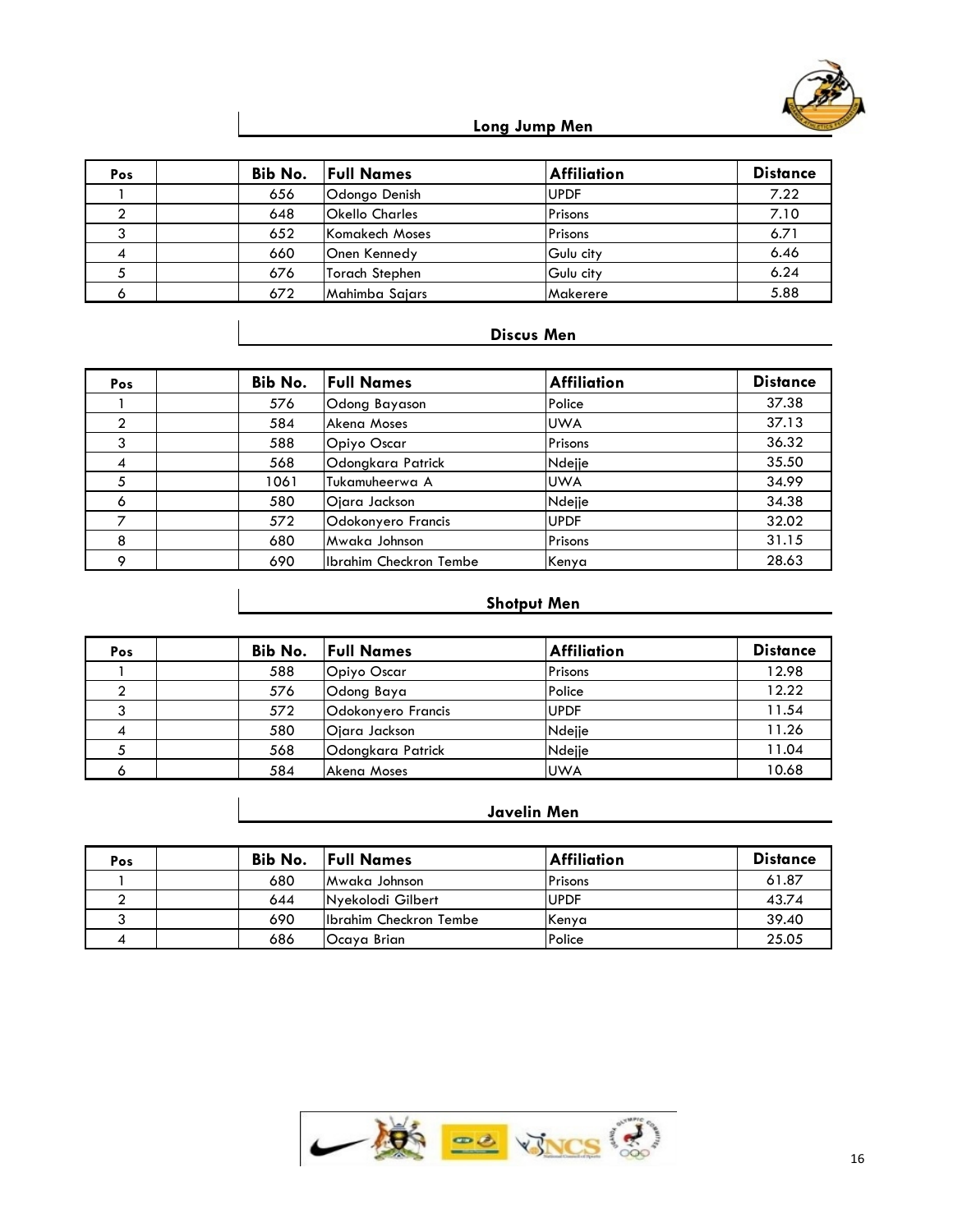## Long Jump Men

| Pos | | Bib No. | Full Names | Affiliation | Distance |
|---|---|---|---|---|---|
| 1 | | 656 | Odongo Denish | UPDF | 7.22 |
| 2 | | 648 | Okello Charles | Prisons | 7.10 |
| 3 | | 652 | Komakech Moses | Prisons | 6.71 |
| 4 | | 660 | Onen Kennedy | Gulu city | 6.46 |
| 5 | | 676 | Torach Stephen | Gulu city | 6.24 |
| 6 | | 672 | Mahimba Sajars | Makerere | 5.88 |

## Discus Men

| Pos | | Bib No. | Full Names | Affiliation | Distance |
|---|---|---|---|---|---|
| 1 | | 576 | Odong Bayason | Police | 37.38 |
| 2 | | 584 | Akena Moses | UWA | 37.13 |
| 3 | | 588 | Opiyo Oscar | Prisons | 36.32 |
| 4 | | 568 | Odongkara Patrick | Ndejje | 35.50 |
| 5 | | 1061 | Tukamuheerwa A | UWA | 34.99 |
| 6 | | 580 | Ojara Jackson | Ndejje | 34.38 |
| 7 | | 572 | Odokonyero Francis | UPDF | 32.02 |
| 8 | | 680 | Mwaka Johnson | Prisons | 31.15 |
| 9 | | 690 | Ibrahim Checkron Tembe | Kenya | 28.63 |

## Shotput Men

| Pos | | Bib No. | Full Names | Affiliation | Distance |
|---|---|---|---|---|---|
| 1 | | 588 | Opiyo Oscar | Prisons | 12.98 |
| 2 | | 576 | Odong Baya | Police | 12.22 |
| 3 | | 572 | Odokonyero Francis | UPDF | 11.54 |
| 4 | | 580 | Ojara Jackson | Ndejje | 11.26 |
| 5 | | 568 | Odongkara Patrick | Ndejje | 11.04 |
| 6 | | 584 | Akena Moses | UWA | 10.68 |

## Javelin Men

| Pos | | Bib No. | Full Names | Affiliation | Distance |
|---|---|---|---|---|---|
| 1 | | 680 | Mwaka Johnson | Prisons | 61.87 |
| 2 | | 644 | Nyekolodi Gilbert | UPDF | 43.74 |
| 3 | | 690 | Ibrahim Checkron Tembe | Kenya | 39.40 |
| 4 | | 686 | Ocaya Brian | Police | 25.05 |